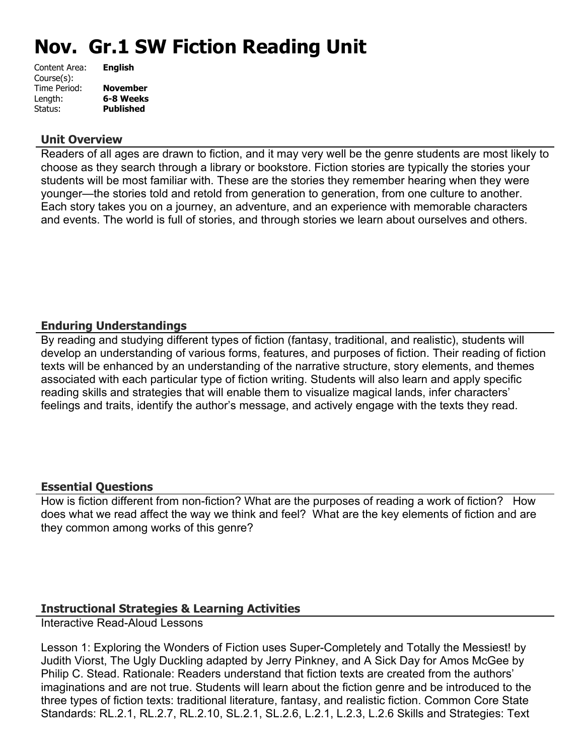# Nov. Gr.1 SW Fiction Reading Unit

| | |
|---|---|
| Content Area: | **English** |
| Course(s): | |
| Time Period: | **November** |
| Length: | **6-8 Weeks** |
| Status: | **Published** |

## Unit Overview

Readers of all ages are drawn to fiction, and it may very well be the genre students are most likely to choose as they search through a library or bookstore. Fiction stories are typically the stories your students will be most familiar with. These are the stories they remember hearing when they were younger—the stories told and retold from generation to generation, from one culture to another. Each story takes you on a journey, an adventure, and an experience with memorable characters and events. The world is full of stories, and through stories we learn about ourselves and others.

## Enduring Understandings

By reading and studying different types of fiction (fantasy, traditional, and realistic), students will develop an understanding of various forms, features, and purposes of fiction. Their reading of fiction texts will be enhanced by an understanding of the narrative structure, story elements, and themes associated with each particular type of fiction writing. Students will also learn and apply specific reading skills and strategies that will enable them to visualize magical lands, infer characters' feelings and traits, identify the author's message, and actively engage with the texts they read.

## Essential Questions

How is fiction different from non-fiction? What are the purposes of reading a work of fiction? How does what we read affect the way we think and feel? What are the key elements of fiction and are they common among works of this genre?

## Instructional Strategies & Learning Activities

Interactive Read-Aloud Lessons

Lesson 1: Exploring the Wonders of Fiction uses Super-Completely and Totally the Messiest! by Judith Viorst, The Ugly Duckling adapted by Jerry Pinkney, and A Sick Day for Amos McGee by Philip C. Stead. Rationale: Readers understand that fiction texts are created from the authors' imaginations and are not true. Students will learn about the fiction genre and be introduced to the three types of fiction texts: traditional literature, fantasy, and realistic fiction. Common Core State Standards: RL.2.1, RL.2.7, RL.2.10, SL.2.1, SL.2.6, L.2.1, L.2.3, L.2.6 Skills and Strategies: Text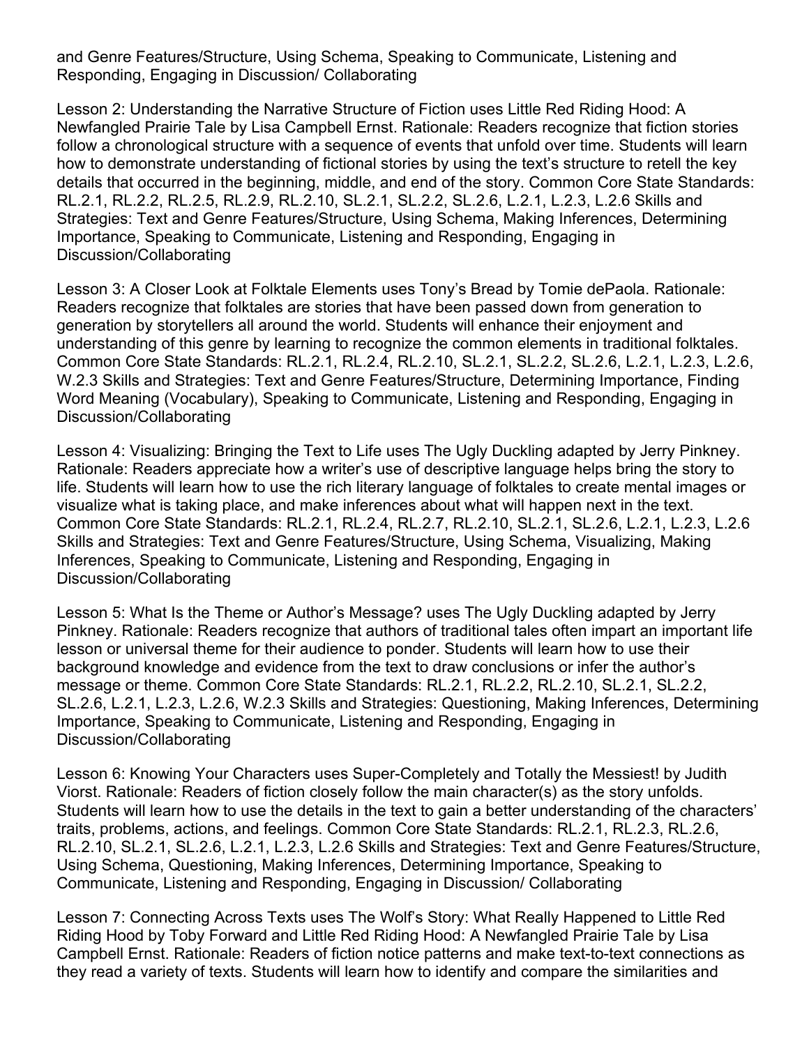and Genre Features/Structure, Using Schema, Speaking to Communicate, Listening and Responding, Engaging in Discussion/ Collaborating

Lesson 2: Understanding the Narrative Structure of Fiction uses Little Red Riding Hood: A Newfangled Prairie Tale by Lisa Campbell Ernst. Rationale: Readers recognize that fiction stories follow a chronological structure with a sequence of events that unfold over time. Students will learn how to demonstrate understanding of fictional stories by using the text's structure to retell the key details that occurred in the beginning, middle, and end of the story. Common Core State Standards: RL.2.1, RL.2.2, RL.2.5, RL.2.9, RL.2.10, SL.2.1, SL.2.2, SL.2.6, L.2.1, L.2.3, L.2.6 Skills and Strategies: Text and Genre Features/Structure, Using Schema, Making Inferences, Determining Importance, Speaking to Communicate, Listening and Responding, Engaging in Discussion/Collaborating

Lesson 3: A Closer Look at Folktale Elements uses Tony's Bread by Tomie dePaola. Rationale: Readers recognize that folktales are stories that have been passed down from generation to generation by storytellers all around the world. Students will enhance their enjoyment and understanding of this genre by learning to recognize the common elements in traditional folktales. Common Core State Standards: RL.2.1, RL.2.4, RL.2.10, SL.2.1, SL.2.2, SL.2.6, L.2.1, L.2.3, L.2.6, W.2.3 Skills and Strategies: Text and Genre Features/Structure, Determining Importance, Finding Word Meaning (Vocabulary), Speaking to Communicate, Listening and Responding, Engaging in Discussion/Collaborating

Lesson 4: Visualizing: Bringing the Text to Life uses The Ugly Duckling adapted by Jerry Pinkney. Rationale: Readers appreciate how a writer's use of descriptive language helps bring the story to life. Students will learn how to use the rich literary language of folktales to create mental images or visualize what is taking place, and make inferences about what will happen next in the text. Common Core State Standards: RL.2.1, RL.2.4, RL.2.7, RL.2.10, SL.2.1, SL.2.6, L.2.1, L.2.3, L.2.6 Skills and Strategies: Text and Genre Features/Structure, Using Schema, Visualizing, Making Inferences, Speaking to Communicate, Listening and Responding, Engaging in Discussion/Collaborating

Lesson 5: What Is the Theme or Author's Message? uses The Ugly Duckling adapted by Jerry Pinkney. Rationale: Readers recognize that authors of traditional tales often impart an important life lesson or universal theme for their audience to ponder. Students will learn how to use their background knowledge and evidence from the text to draw conclusions or infer the author's message or theme. Common Core State Standards: RL.2.1, RL.2.2, RL.2.10, SL.2.1, SL.2.2, SL.2.6, L.2.1, L.2.3, L.2.6, W.2.3 Skills and Strategies: Questioning, Making Inferences, Determining Importance, Speaking to Communicate, Listening and Responding, Engaging in Discussion/Collaborating

Lesson 6: Knowing Your Characters uses Super-Completely and Totally the Messiest! by Judith Viorst. Rationale: Readers of fiction closely follow the main character(s) as the story unfolds. Students will learn how to use the details in the text to gain a better understanding of the characters' traits, problems, actions, and feelings. Common Core State Standards: RL.2.1, RL.2.3, RL.2.6, RL.2.10, SL.2.1, SL.2.6, L.2.1, L.2.3, L.2.6 Skills and Strategies: Text and Genre Features/Structure, Using Schema, Questioning, Making Inferences, Determining Importance, Speaking to Communicate, Listening and Responding, Engaging in Discussion/ Collaborating

Lesson 7: Connecting Across Texts uses The Wolf's Story: What Really Happened to Little Red Riding Hood by Toby Forward and Little Red Riding Hood: A Newfangled Prairie Tale by Lisa Campbell Ernst. Rationale: Readers of fiction notice patterns and make text-to-text connections as they read a variety of texts. Students will learn how to identify and compare the similarities and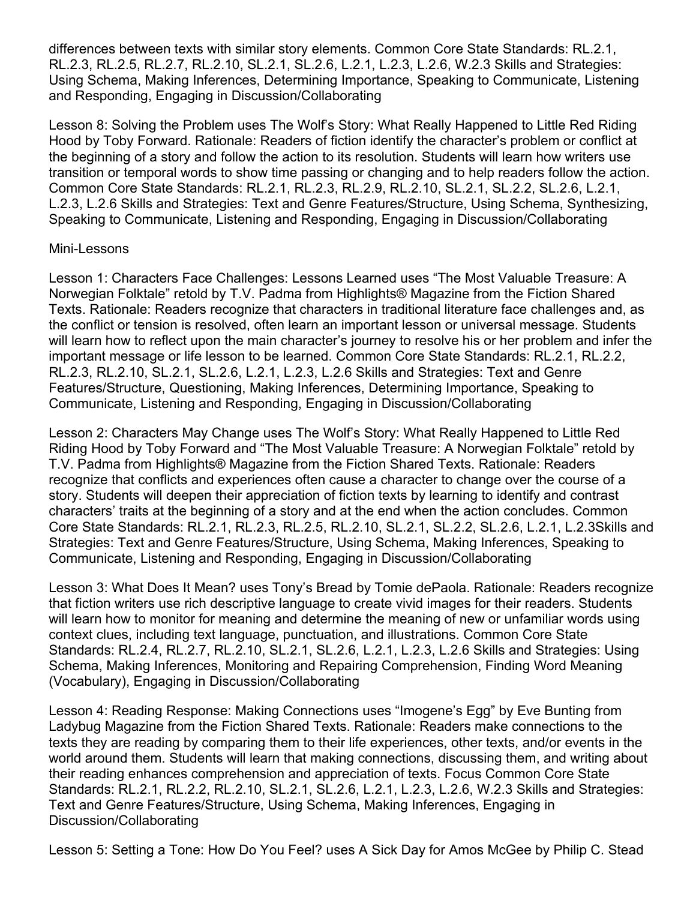differences between texts with similar story elements. Common Core State Standards: RL.2.1, RL.2.3, RL.2.5, RL.2.7, RL.2.10, SL.2.1, SL.2.6, L.2.1, L.2.3, L.2.6, W.2.3 Skills and Strategies: Using Schema, Making Inferences, Determining Importance, Speaking to Communicate, Listening and Responding, Engaging in Discussion/Collaborating

Lesson 8: Solving the Problem uses The Wolf's Story: What Really Happened to Little Red Riding Hood by Toby Forward. Rationale: Readers of fiction identify the character's problem or conflict at the beginning of a story and follow the action to its resolution. Students will learn how writers use transition or temporal words to show time passing or changing and to help readers follow the action. Common Core State Standards: RL.2.1, RL.2.3, RL.2.9, RL.2.10, SL.2.1, SL.2.2, SL.2.6, L.2.1, L.2.3, L.2.6 Skills and Strategies: Text and Genre Features/Structure, Using Schema, Synthesizing, Speaking to Communicate, Listening and Responding, Engaging in Discussion/Collaborating

Mini-Lessons

Lesson 1: Characters Face Challenges: Lessons Learned uses "The Most Valuable Treasure: A Norwegian Folktale" retold by T.V. Padma from Highlights® Magazine from the Fiction Shared Texts. Rationale: Readers recognize that characters in traditional literature face challenges and, as the conflict or tension is resolved, often learn an important lesson or universal message. Students will learn how to reflect upon the main character's journey to resolve his or her problem and infer the important message or life lesson to be learned. Common Core State Standards: RL.2.1, RL.2.2, RL.2.3, RL.2.10, SL.2.1, SL.2.6, L.2.1, L.2.3, L.2.6 Skills and Strategies: Text and Genre Features/Structure, Questioning, Making Inferences, Determining Importance, Speaking to Communicate, Listening and Responding, Engaging in Discussion/Collaborating

Lesson 2: Characters May Change uses The Wolf's Story: What Really Happened to Little Red Riding Hood by Toby Forward and "The Most Valuable Treasure: A Norwegian Folktale" retold by T.V. Padma from Highlights® Magazine from the Fiction Shared Texts. Rationale: Readers recognize that conflicts and experiences often cause a character to change over the course of a story. Students will deepen their appreciation of fiction texts by learning to identify and contrast characters' traits at the beginning of a story and at the end when the action concludes. Common Core State Standards: RL.2.1, RL.2.3, RL.2.5, RL.2.10, SL.2.1, SL.2.2, SL.2.6, L.2.1, L.2.3Skills and Strategies: Text and Genre Features/Structure, Using Schema, Making Inferences, Speaking to Communicate, Listening and Responding, Engaging in Discussion/Collaborating

Lesson 3: What Does It Mean? uses Tony's Bread by Tomie dePaola. Rationale: Readers recognize that fiction writers use rich descriptive language to create vivid images for their readers. Students will learn how to monitor for meaning and determine the meaning of new or unfamiliar words using context clues, including text language, punctuation, and illustrations. Common Core State Standards: RL.2.4, RL.2.7, RL.2.10, SL.2.1, SL.2.6, L.2.1, L.2.3, L.2.6 Skills and Strategies: Using Schema, Making Inferences, Monitoring and Repairing Comprehension, Finding Word Meaning (Vocabulary), Engaging in Discussion/Collaborating

Lesson 4: Reading Response: Making Connections uses "Imogene's Egg" by Eve Bunting from Ladybug Magazine from the Fiction Shared Texts. Rationale: Readers make connections to the texts they are reading by comparing them to their life experiences, other texts, and/or events in the world around them. Students will learn that making connections, discussing them, and writing about their reading enhances comprehension and appreciation of texts. Focus Common Core State Standards: RL.2.1, RL.2.2, RL.2.10, SL.2.1, SL.2.6, L.2.1, L.2.3, L.2.6, W.2.3 Skills and Strategies: Text and Genre Features/Structure, Using Schema, Making Inferences, Engaging in Discussion/Collaborating

Lesson 5: Setting a Tone: How Do You Feel? uses A Sick Day for Amos McGee by Philip C. Stead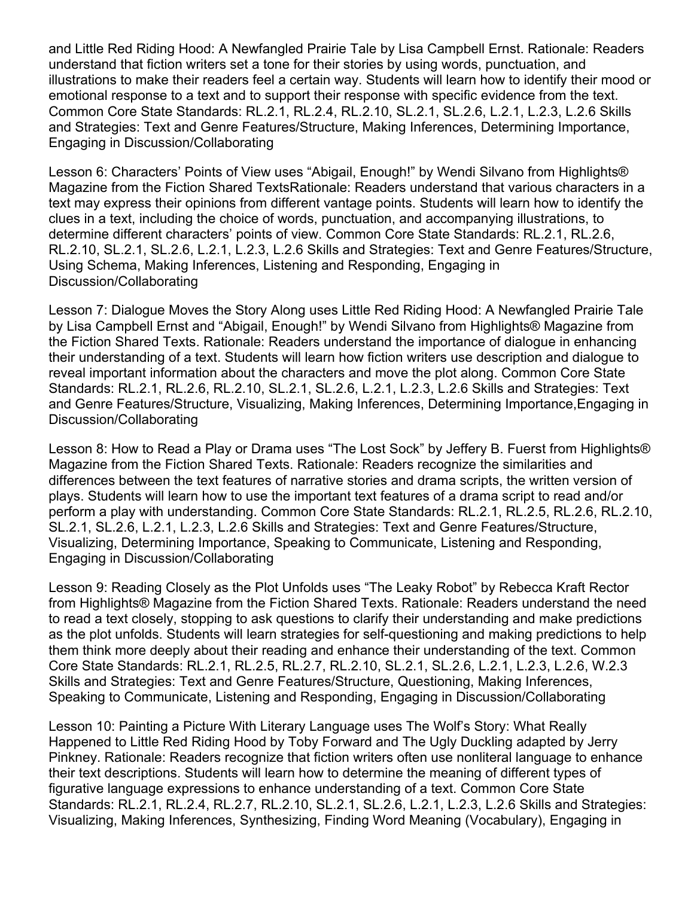and Little Red Riding Hood: A Newfangled Prairie Tale by Lisa Campbell Ernst. Rationale: Readers understand that fiction writers set a tone for their stories by using words, punctuation, and illustrations to make their readers feel a certain way. Students will learn how to identify their mood or emotional response to a text and to support their response with specific evidence from the text. Common Core State Standards: RL.2.1, RL.2.4, RL.2.10, SL.2.1, SL.2.6, L.2.1, L.2.3, L.2.6 Skills and Strategies: Text and Genre Features/Structure, Making Inferences, Determining Importance, Engaging in Discussion/Collaborating

Lesson 6: Characters' Points of View uses "Abigail, Enough!" by Wendi Silvano from Highlights® Magazine from the Fiction Shared TextsRationale: Readers understand that various characters in a text may express their opinions from different vantage points. Students will learn how to identify the clues in a text, including the choice of words, punctuation, and accompanying illustrations, to determine different characters' points of view. Common Core State Standards: RL.2.1, RL.2.6, RL.2.10, SL.2.1, SL.2.6, L.2.1, L.2.3, L.2.6 Skills and Strategies: Text and Genre Features/Structure, Using Schema, Making Inferences, Listening and Responding, Engaging in Discussion/Collaborating

Lesson 7: Dialogue Moves the Story Along uses Little Red Riding Hood: A Newfangled Prairie Tale by Lisa Campbell Ernst and "Abigail, Enough!" by Wendi Silvano from Highlights® Magazine from the Fiction Shared Texts. Rationale: Readers understand the importance of dialogue in enhancing their understanding of a text. Students will learn how fiction writers use description and dialogue to reveal important information about the characters and move the plot along. Common Core State Standards: RL.2.1, RL.2.6, RL.2.10, SL.2.1, SL.2.6, L.2.1, L.2.3, L.2.6 Skills and Strategies: Text and Genre Features/Structure, Visualizing, Making Inferences, Determining Importance,Engaging in Discussion/Collaborating

Lesson 8: How to Read a Play or Drama uses "The Lost Sock" by Jeffery B. Fuerst from Highlights® Magazine from the Fiction Shared Texts. Rationale: Readers recognize the similarities and differences between the text features of narrative stories and drama scripts, the written version of plays. Students will learn how to use the important text features of a drama script to read and/or perform a play with understanding. Common Core State Standards: RL.2.1, RL.2.5, RL.2.6, RL.2.10, SL.2.1, SL.2.6, L.2.1, L.2.3, L.2.6 Skills and Strategies: Text and Genre Features/Structure, Visualizing, Determining Importance, Speaking to Communicate, Listening and Responding, Engaging in Discussion/Collaborating

Lesson 9: Reading Closely as the Plot Unfolds uses "The Leaky Robot" by Rebecca Kraft Rector from Highlights® Magazine from the Fiction Shared Texts. Rationale: Readers understand the need to read a text closely, stopping to ask questions to clarify their understanding and make predictions as the plot unfolds. Students will learn strategies for self-questioning and making predictions to help them think more deeply about their reading and enhance their understanding of the text. Common Core State Standards: RL.2.1, RL.2.5, RL.2.7, RL.2.10, SL.2.1, SL.2.6, L.2.1, L.2.3, L.2.6, W.2.3 Skills and Strategies: Text and Genre Features/Structure, Questioning, Making Inferences, Speaking to Communicate, Listening and Responding, Engaging in Discussion/Collaborating

Lesson 10: Painting a Picture With Literary Language uses The Wolf's Story: What Really Happened to Little Red Riding Hood by Toby Forward and The Ugly Duckling adapted by Jerry Pinkney. Rationale: Readers recognize that fiction writers often use nonliteral language to enhance their text descriptions. Students will learn how to determine the meaning of different types of figurative language expressions to enhance understanding of a text. Common Core State Standards: RL.2.1, RL.2.4, RL.2.7, RL.2.10, SL.2.1, SL.2.6, L.2.1, L.2.3, L.2.6 Skills and Strategies: Visualizing, Making Inferences, Synthesizing, Finding Word Meaning (Vocabulary), Engaging in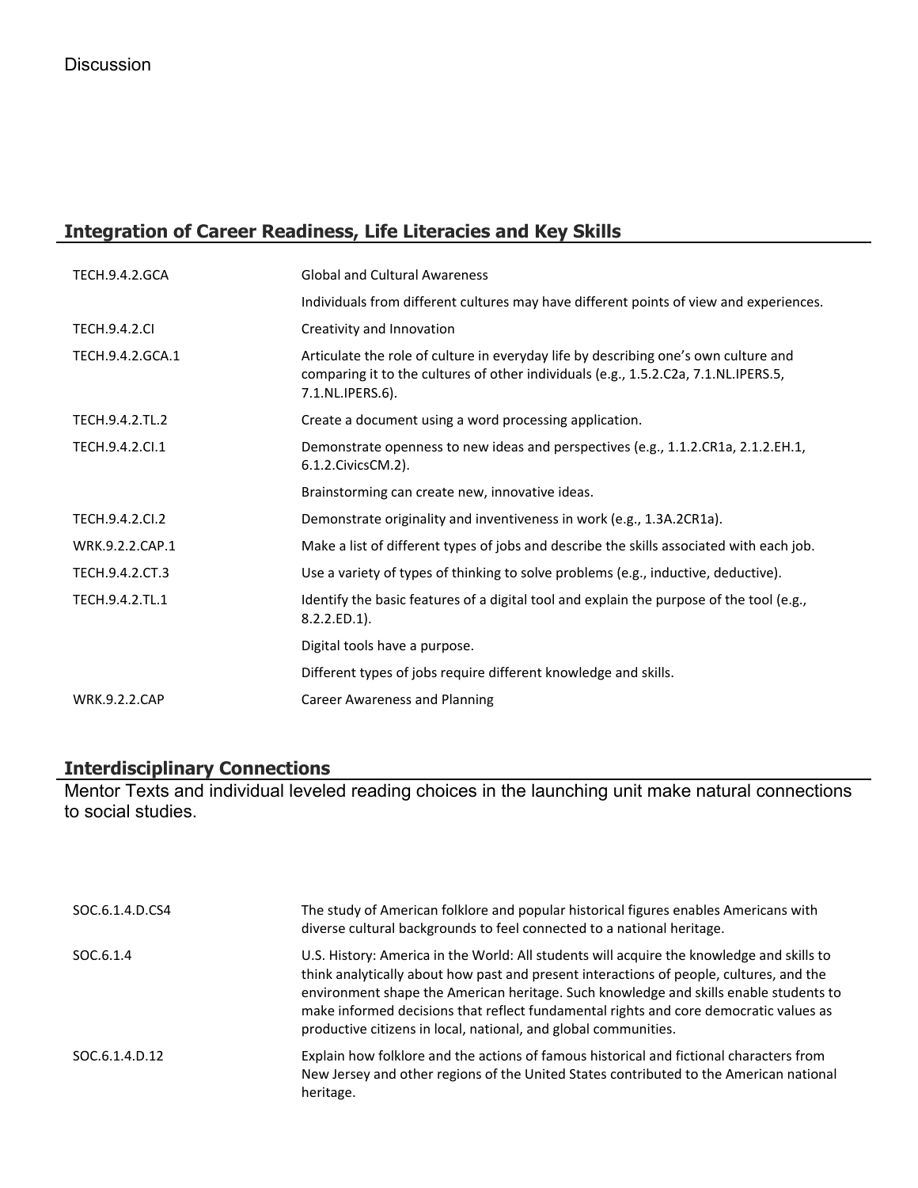Discussion

## Integration of Career Readiness, Life Literacies and Key Skills

| | |
|---|---|
| TECH.9.4.2.GCA | Global and Cultural Awareness |
| | Individuals from different cultures may have different points of view and experiences. |
| TECH.9.4.2.CI | Creativity and Innovation |
| TECH.9.4.2.GCA.1 | Articulate the role of culture in everyday life by describing one's own culture and comparing it to the cultures of other individuals (e.g., 1.5.2.C2a, 7.1.NL.IPERS.5, 7.1.NL.IPERS.6). |
| TECH.9.4.2.TL.2 | Create a document using a word processing application. |
| TECH.9.4.2.CI.1 | Demonstrate openness to new ideas and perspectives (e.g., 1.1.2.CR1a, 2.1.2.EH.1, 6.1.2.CivicsCM.2). |
| | Brainstorming can create new, innovative ideas. |
| TECH.9.4.2.CI.2 | Demonstrate originality and inventiveness in work (e.g., 1.3A.2CR1a). |
| WRK.9.2.2.CAP.1 | Make a list of different types of jobs and describe the skills associated with each job. |
| TECH.9.4.2.CT.3 | Use a variety of types of thinking to solve problems (e.g., inductive, deductive). |
| TECH.9.4.2.TL.1 | Identify the basic features of a digital tool and explain the purpose of the tool (e.g., 8.2.2.ED.1). |
| | Digital tools have a purpose. |
| | Different types of jobs require different knowledge and skills. |
| WRK.9.2.2.CAP | Career Awareness and Planning |

## Interdisciplinary Connections

Mentor Texts and individual leveled reading choices in the launching unit make natural connections to social studies.

| | |
|---|---|
| SOC.6.1.4.D.CS4 | The study of American folklore and popular historical figures enables Americans with diverse cultural backgrounds to feel connected to a national heritage. |
| SOC.6.1.4 | U.S. History: America in the World: All students will acquire the knowledge and skills to think analytically about how past and present interactions of people, cultures, and the environment shape the American heritage. Such knowledge and skills enable students to make informed decisions that reflect fundamental rights and core democratic values as productive citizens in local, national, and global communities. |
| SOC.6.1.4.D.12 | Explain how folklore and the actions of famous historical and fictional characters from New Jersey and other regions of the United States contributed to the American national heritage. |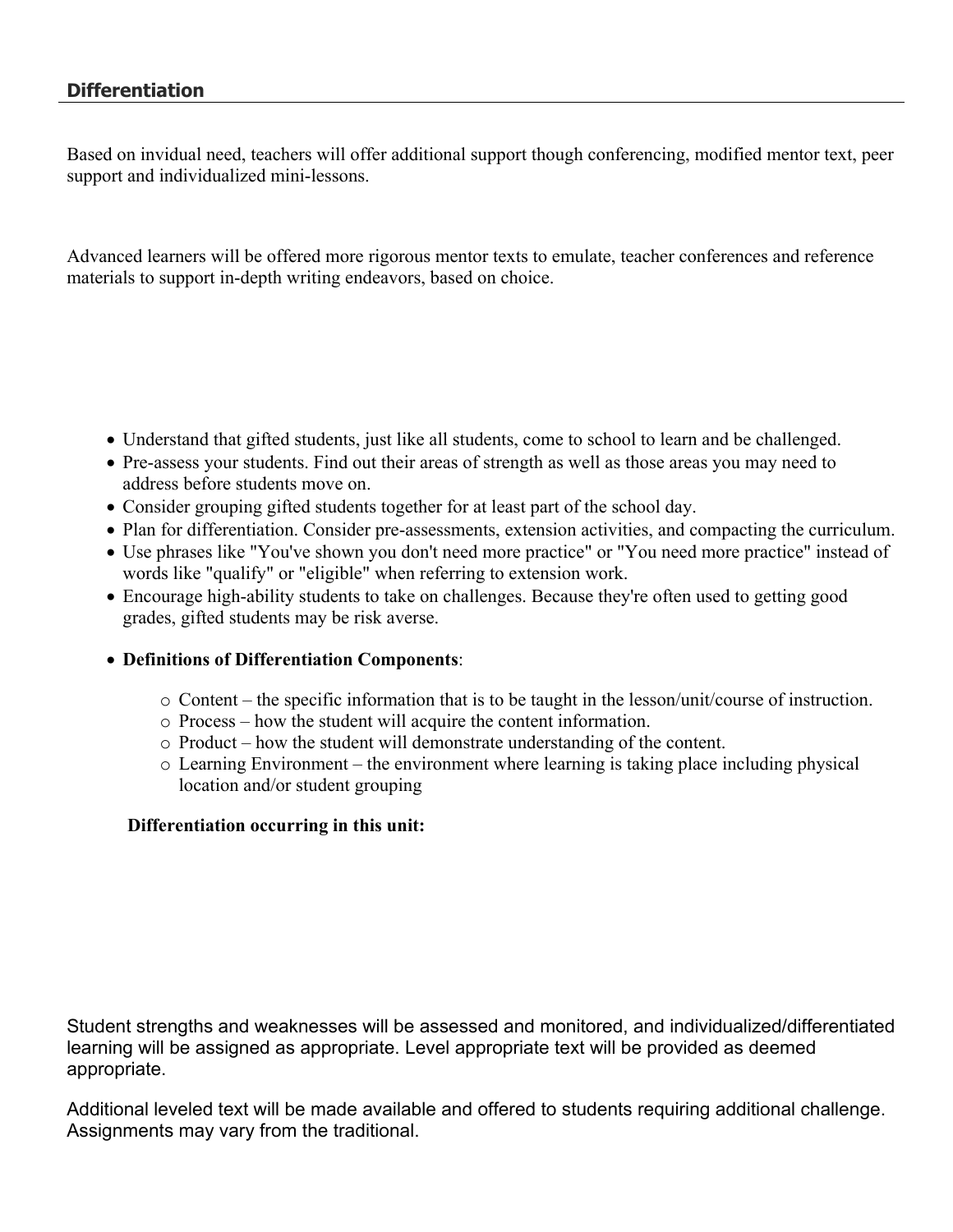## Differentiation

Based on invidual need, teachers will offer additional support though conferencing, modified mentor text, peer support and individualized mini-lessons.

Advanced learners will be offered more rigorous mentor texts to emulate, teacher conferences and reference materials to support in-depth writing endeavors, based on choice.

- Understand that gifted students, just like all students, come to school to learn and be challenged.
- Pre-assess your students. Find out their areas of strength as well as those areas you may need to address before students move on.
- Consider grouping gifted students together for at least part of the school day.
- Plan for differentiation. Consider pre-assessments, extension activities, and compacting the curriculum.
- Use phrases like "You've shown you don't need more practice" or "You need more practice" instead of words like "qualify" or "eligible" when referring to extension work.
- Encourage high-ability students to take on challenges. Because they're often used to getting good grades, gifted students may be risk averse.
- **Definitions of Differentiation Components**:
  - Content – the specific information that is to be taught in the lesson/unit/course of instruction.
  - Process – how the student will acquire the content information.
  - Product – how the student will demonstrate understanding of the content.
  - Learning Environment – the environment where learning is taking place including physical location and/or student grouping

**Differentiation occurring in this unit:**

Student strengths and weaknesses will be assessed and monitored, and individualized/differentiated learning will be assigned as appropriate. Level appropriate text will be provided as deemed appropriate.

Additional leveled text will be made available and offered to students requiring additional challenge. Assignments may vary from the traditional.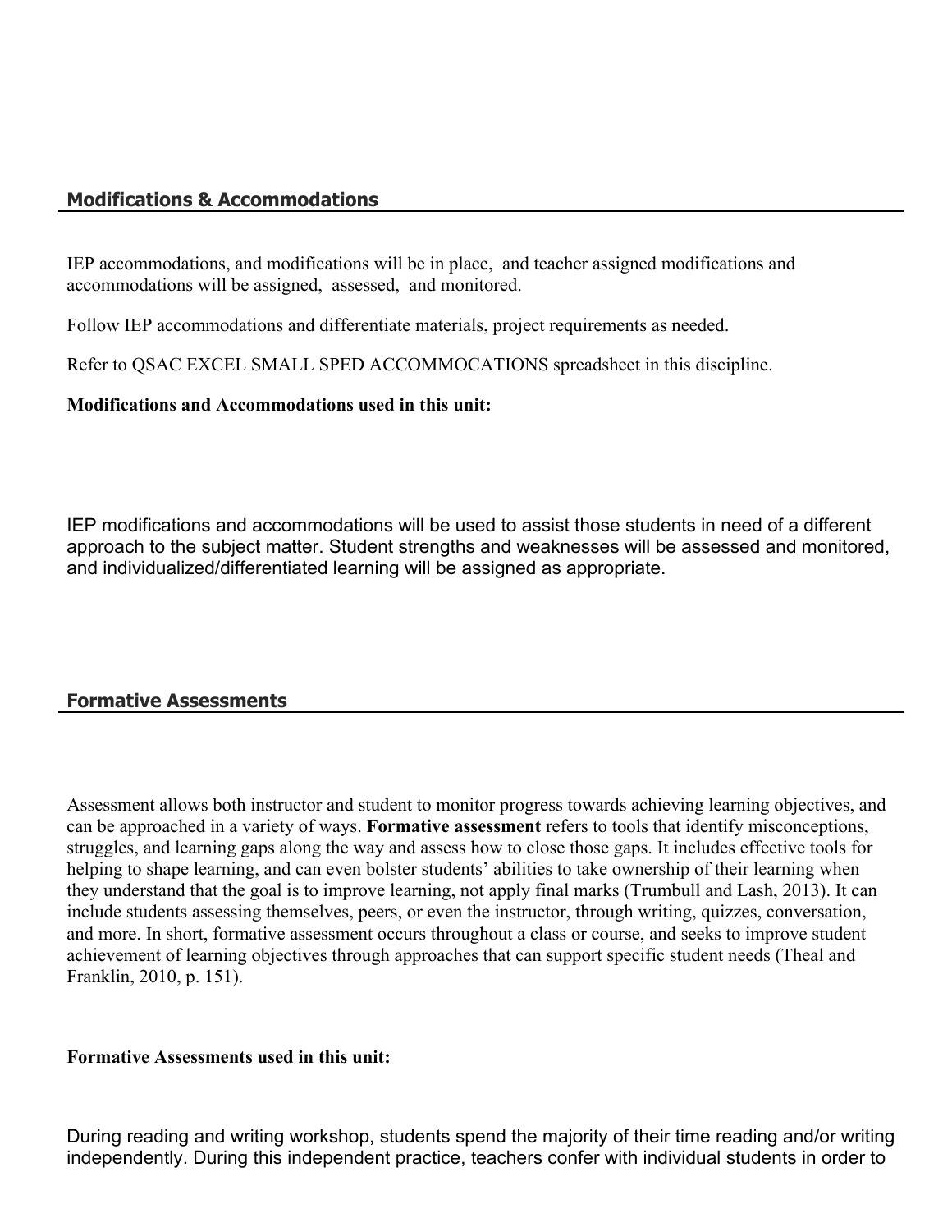## Modifications & Accommodations

IEP accommodations, and modifications will be in place, and teacher assigned modifications and accommodations will be assigned, assessed, and monitored.

Follow IEP accommodations and differentiate materials, project requirements as needed.

Refer to QSAC EXCEL SMALL SPED ACCOMMOCATIONS spreadsheet in this discipline.

**Modifications and Accommodations used in this unit:**

IEP modifications and accommodations will be used to assist those students in need of a different approach to the subject matter. Student strengths and weaknesses will be assessed and monitored, and individualized/differentiated learning will be assigned as appropriate.

## Formative Assessments

Assessment allows both instructor and student to monitor progress towards achieving learning objectives, and can be approached in a variety of ways. **Formative assessment** refers to tools that identify misconceptions, struggles, and learning gaps along the way and assess how to close those gaps. It includes effective tools for helping to shape learning, and can even bolster students' abilities to take ownership of their learning when they understand that the goal is to improve learning, not apply final marks (Trumbull and Lash, 2013). It can include students assessing themselves, peers, or even the instructor, through writing, quizzes, conversation, and more. In short, formative assessment occurs throughout a class or course, and seeks to improve student achievement of learning objectives through approaches that can support specific student needs (Theal and Franklin, 2010, p. 151).

**Formative Assessments used in this unit:**

During reading and writing workshop, students spend the majority of their time reading and/or writing independently. During this independent practice, teachers confer with individual students in order to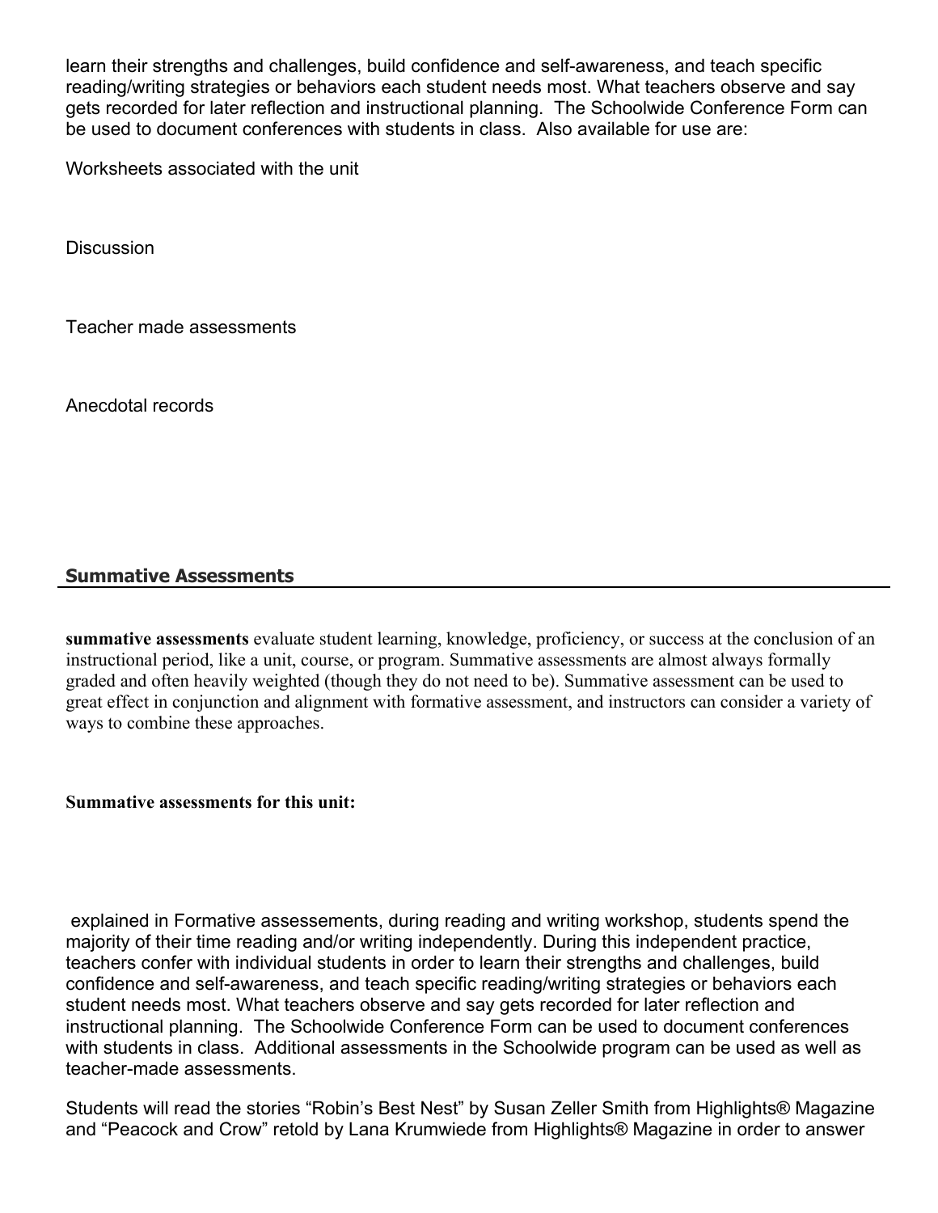learn their strengths and challenges, build confidence and self-awareness, and teach specific reading/writing strategies or behaviors each student needs most. What teachers observe and say gets recorded for later reflection and instructional planning. The Schoolwide Conference Form can be used to document conferences with students in class. Also available for use are:

Worksheets associated with the unit

Discussion

Teacher made assessments

Anecdotal records

## Summative Assessments

**summative assessments** evaluate student learning, knowledge, proficiency, or success at the conclusion of an instructional period, like a unit, course, or program. Summative assessments are almost always formally graded and often heavily weighted (though they do not need to be). Summative assessment can be used to great effect in conjunction and alignment with formative assessment, and instructors can consider a variety of ways to combine these approaches.

**Summative assessments for this unit:**

explained in Formative assessements, during reading and writing workshop, students spend the majority of their time reading and/or writing independently. During this independent practice, teachers confer with individual students in order to learn their strengths and challenges, build confidence and self-awareness, and teach specific reading/writing strategies or behaviors each student needs most. What teachers observe and say gets recorded for later reflection and instructional planning. The Schoolwide Conference Form can be used to document conferences with students in class. Additional assessments in the Schoolwide program can be used as well as teacher-made assessments.

Students will read the stories "Robin's Best Nest" by Susan Zeller Smith from Highlights® Magazine and "Peacock and Crow" retold by Lana Krumwiede from Highlights® Magazine in order to answer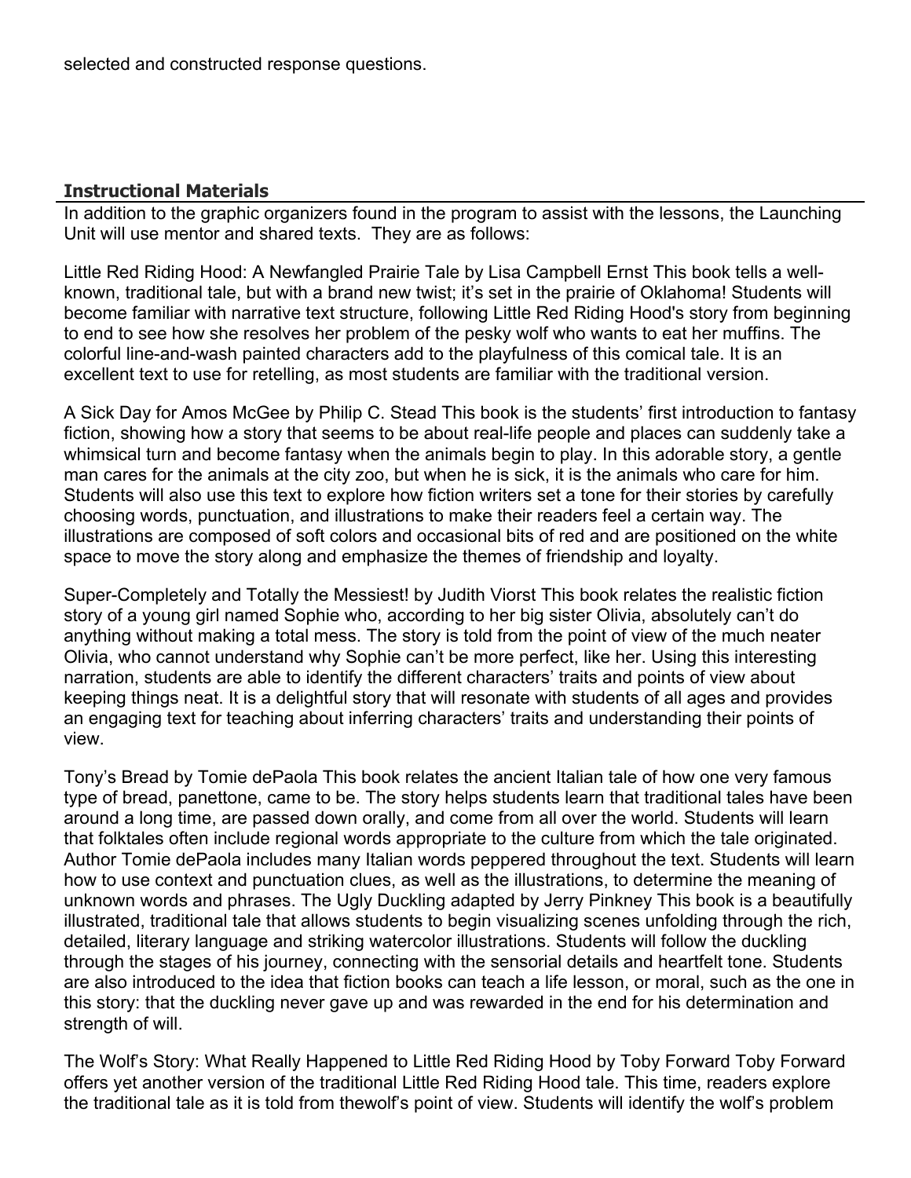selected and constructed response questions.

## Instructional Materials

In addition to the graphic organizers found in the program to assist with the lessons, the Launching Unit will use mentor and shared texts. They are as follows:

Little Red Riding Hood: A Newfangled Prairie Tale by Lisa Campbell Ernst This book tells a well-known, traditional tale, but with a brand new twist; it's set in the prairie of Oklahoma! Students will become familiar with narrative text structure, following Little Red Riding Hood's story from beginning to end to see how she resolves her problem of the pesky wolf who wants to eat her muffins. The colorful line-and-wash painted characters add to the playfulness of this comical tale. It is an excellent text to use for retelling, as most students are familiar with the traditional version.

A Sick Day for Amos McGee by Philip C. Stead This book is the students' first introduction to fantasy fiction, showing how a story that seems to be about real-life people and places can suddenly take a whimsical turn and become fantasy when the animals begin to play. In this adorable story, a gentle man cares for the animals at the city zoo, but when he is sick, it is the animals who care for him. Students will also use this text to explore how fiction writers set a tone for their stories by carefully choosing words, punctuation, and illustrations to make their readers feel a certain way. The illustrations are composed of soft colors and occasional bits of red and are positioned on the white space to move the story along and emphasize the themes of friendship and loyalty.

Super-Completely and Totally the Messiest! by Judith Viorst This book relates the realistic fiction story of a young girl named Sophie who, according to her big sister Olivia, absolutely can't do anything without making a total mess. The story is told from the point of view of the much neater Olivia, who cannot understand why Sophie can't be more perfect, like her. Using this interesting narration, students are able to identify the different characters' traits and points of view about keeping things neat. It is a delightful story that will resonate with students of all ages and provides an engaging text for teaching about inferring characters' traits and understanding their points of view.

Tony's Bread by Tomie dePaola This book relates the ancient Italian tale of how one very famous type of bread, panettone, came to be. The story helps students learn that traditional tales have been around a long time, are passed down orally, and come from all over the world. Students will learn that folktales often include regional words appropriate to the culture from which the tale originated. Author Tomie dePaola includes many Italian words peppered throughout the text. Students will learn how to use context and punctuation clues, as well as the illustrations, to determine the meaning of unknown words and phrases. The Ugly Duckling adapted by Jerry Pinkney This book is a beautifully illustrated, traditional tale that allows students to begin visualizing scenes unfolding through the rich, detailed, literary language and striking watercolor illustrations. Students will follow the duckling through the stages of his journey, connecting with the sensorial details and heartfelt tone. Students are also introduced to the idea that fiction books can teach a life lesson, or moral, such as the one in this story: that the duckling never gave up and was rewarded in the end for his determination and strength of will.

The Wolf's Story: What Really Happened to Little Red Riding Hood by Toby Forward Toby Forward offers yet another version of the traditional Little Red Riding Hood tale. This time, readers explore the traditional tale as it is told from thewolf's point of view. Students will identify the wolf's problem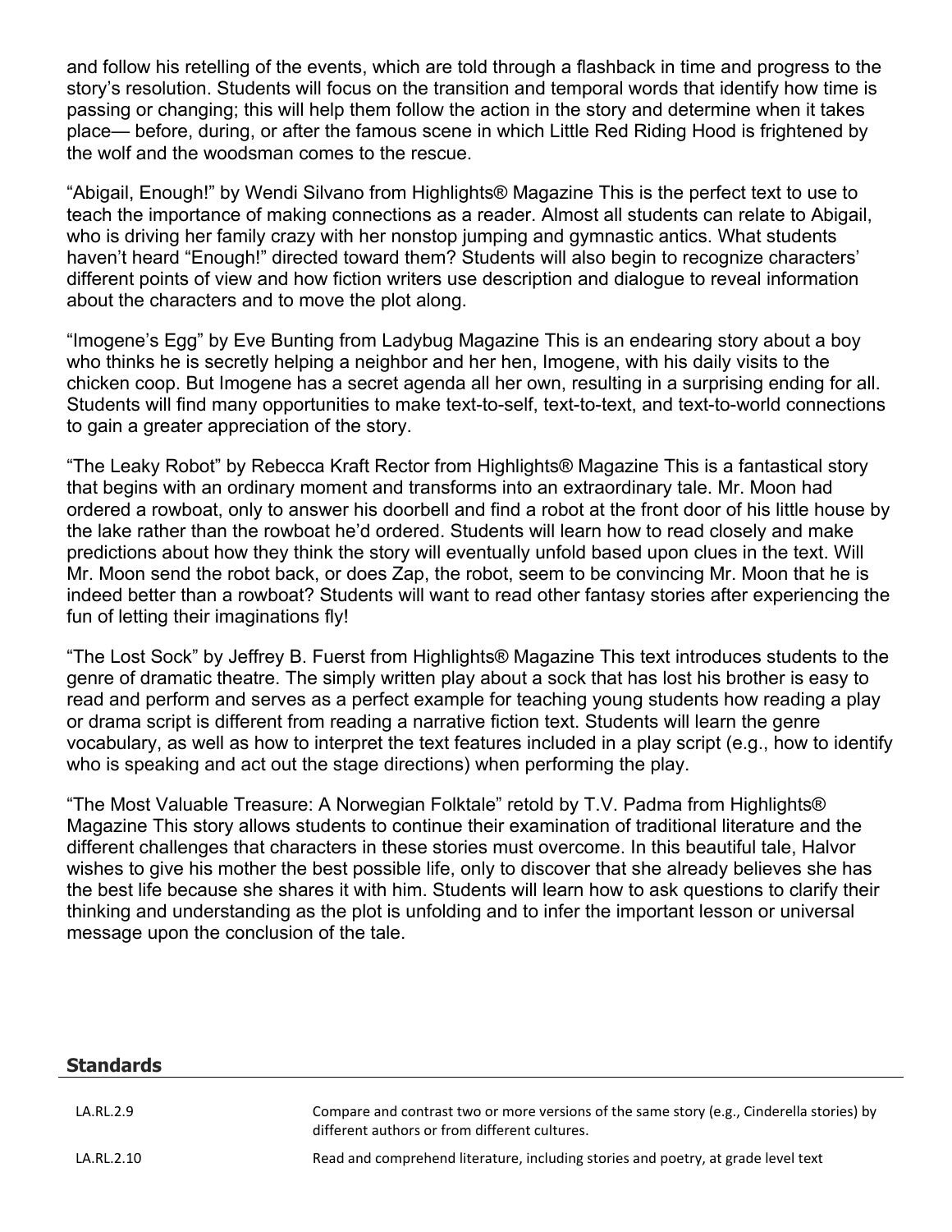and follow his retelling of the events, which are told through a flashback in time and progress to the story's resolution. Students will focus on the transition and temporal words that identify how time is passing or changing; this will help them follow the action in the story and determine when it takes place— before, during, or after the famous scene in which Little Red Riding Hood is frightened by the wolf and the woodsman comes to the rescue.

"Abigail, Enough!" by Wendi Silvano from Highlights® Magazine This is the perfect text to use to teach the importance of making connections as a reader. Almost all students can relate to Abigail, who is driving her family crazy with her nonstop jumping and gymnastic antics. What students haven't heard "Enough!" directed toward them? Students will also begin to recognize characters' different points of view and how fiction writers use description and dialogue to reveal information about the characters and to move the plot along.

"Imogene's Egg" by Eve Bunting from Ladybug Magazine This is an endearing story about a boy who thinks he is secretly helping a neighbor and her hen, Imogene, with his daily visits to the chicken coop. But Imogene has a secret agenda all her own, resulting in a surprising ending for all. Students will find many opportunities to make text-to-self, text-to-text, and text-to-world connections to gain a greater appreciation of the story.

"The Leaky Robot" by Rebecca Kraft Rector from Highlights® Magazine This is a fantastical story that begins with an ordinary moment and transforms into an extraordinary tale. Mr. Moon had ordered a rowboat, only to answer his doorbell and find a robot at the front door of his little house by the lake rather than the rowboat he'd ordered. Students will learn how to read closely and make predictions about how they think the story will eventually unfold based upon clues in the text. Will Mr. Moon send the robot back, or does Zap, the robot, seem to be convincing Mr. Moon that he is indeed better than a rowboat? Students will want to read other fantasy stories after experiencing the fun of letting their imaginations fly!

"The Lost Sock" by Jeffrey B. Fuerst from Highlights® Magazine This text introduces students to the genre of dramatic theatre. The simply written play about a sock that has lost his brother is easy to read and perform and serves as a perfect example for teaching young students how reading a play or drama script is different from reading a narrative fiction text. Students will learn the genre vocabulary, as well as how to interpret the text features included in a play script (e.g., how to identify who is speaking and act out the stage directions) when performing the play.

"The Most Valuable Treasure: A Norwegian Folktale" retold by T.V. Padma from Highlights® Magazine This story allows students to continue their examination of traditional literature and the different challenges that characters in these stories must overcome. In this beautiful tale, Halvor wishes to give his mother the best possible life, only to discover that she already believes she has the best life because she shares it with him. Students will learn how to ask questions to clarify their thinking and understanding as the plot is unfolding and to infer the important lesson or universal message upon the conclusion of the tale.

## Standards

| | |
|---|---|
| LA.RL.2.9 | Compare and contrast two or more versions of the same story (e.g., Cinderella stories) by different authors or from different cultures. |
| LA.RL.2.10 | Read and comprehend literature, including stories and poetry, at grade level text |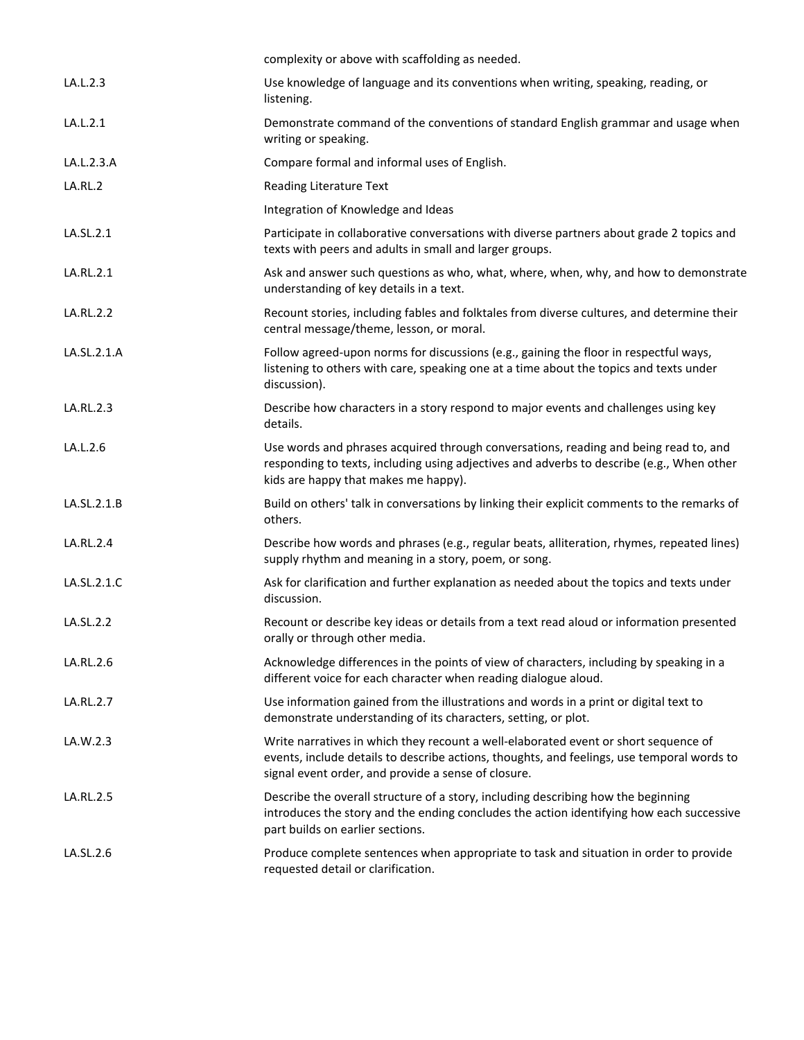| | |
|---|---|
| | complexity or above with scaffolding as needed. |
| LA.L.2.3 | Use knowledge of language and its conventions when writing, speaking, reading, or listening. |
| LA.L.2.1 | Demonstrate command of the conventions of standard English grammar and usage when writing or speaking. |
| LA.L.2.3.A | Compare formal and informal uses of English. |
| LA.RL.2 | Reading Literature Text |
| | Integration of Knowledge and Ideas |
| LA.SL.2.1 | Participate in collaborative conversations with diverse partners about grade 2 topics and texts with peers and adults in small and larger groups. |
| LA.RL.2.1 | Ask and answer such questions as who, what, where, when, why, and how to demonstrate understanding of key details in a text. |
| LA.RL.2.2 | Recount stories, including fables and folktales from diverse cultures, and determine their central message/theme, lesson, or moral. |
| LA.SL.2.1.A | Follow agreed-upon norms for discussions (e.g., gaining the floor in respectful ways, listening to others with care, speaking one at a time about the topics and texts under discussion). |
| LA.RL.2.3 | Describe how characters in a story respond to major events and challenges using key details. |
| LA.L.2.6 | Use words and phrases acquired through conversations, reading and being read to, and responding to texts, including using adjectives and adverbs to describe (e.g., When other kids are happy that makes me happy). |
| LA.SL.2.1.B | Build on others' talk in conversations by linking their explicit comments to the remarks of others. |
| LA.RL.2.4 | Describe how words and phrases (e.g., regular beats, alliteration, rhymes, repeated lines) supply rhythm and meaning in a story, poem, or song. |
| LA.SL.2.1.C | Ask for clarification and further explanation as needed about the topics and texts under discussion. |
| LA.SL.2.2 | Recount or describe key ideas or details from a text read aloud or information presented orally or through other media. |
| LA.RL.2.6 | Acknowledge differences in the points of view of characters, including by speaking in a different voice for each character when reading dialogue aloud. |
| LA.RL.2.7 | Use information gained from the illustrations and words in a print or digital text to demonstrate understanding of its characters, setting, or plot. |
| LA.W.2.3 | Write narratives in which they recount a well-elaborated event or short sequence of events, include details to describe actions, thoughts, and feelings, use temporal words to signal event order, and provide a sense of closure. |
| LA.RL.2.5 | Describe the overall structure of a story, including describing how the beginning introduces the story and the ending concludes the action identifying how each successive part builds on earlier sections. |
| LA.SL.2.6 | Produce complete sentences when appropriate to task and situation in order to provide requested detail or clarification. |